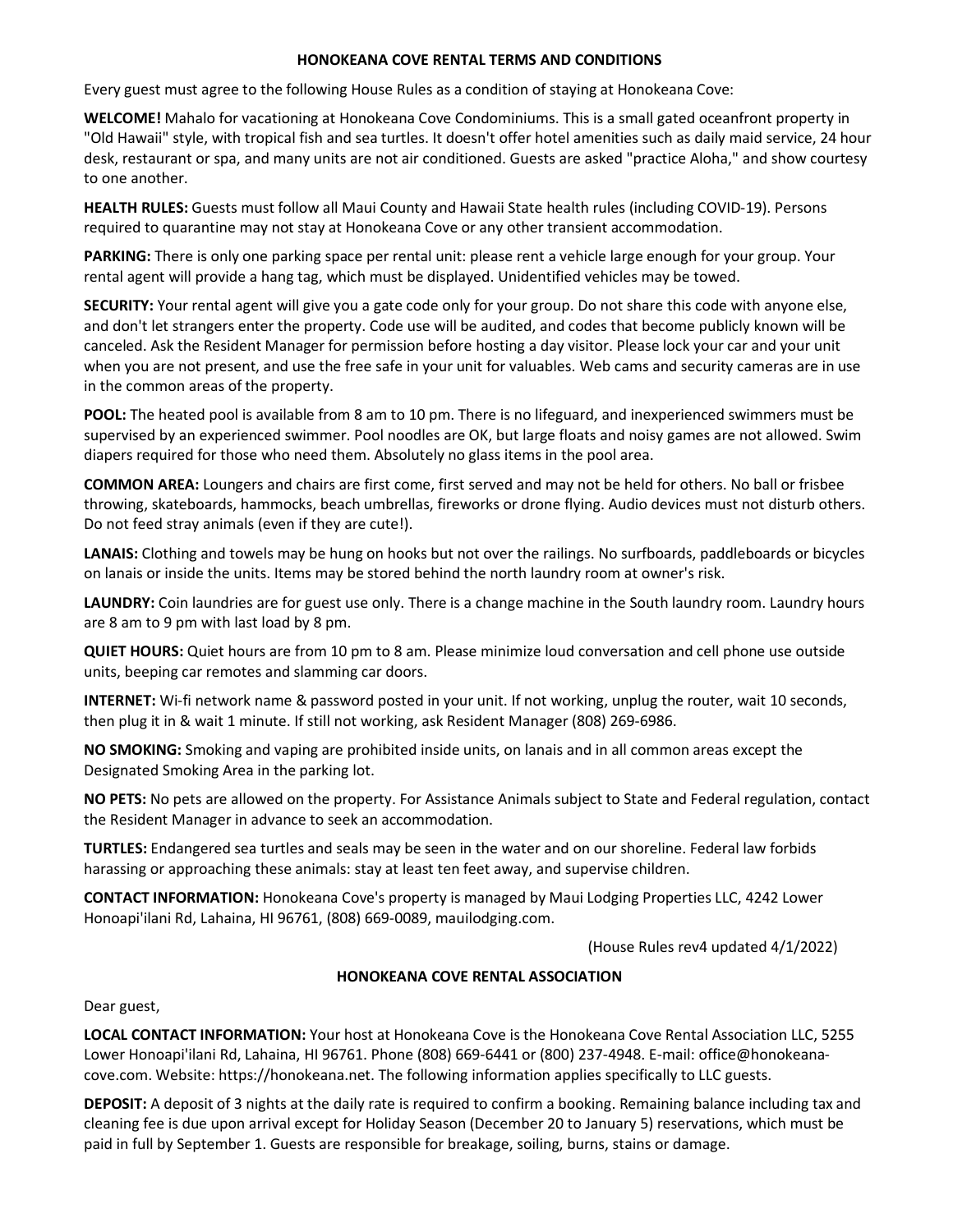## HONOKEANA COVE RENTAL TERMS AND CONDITIONS

Every guest must agree to the following House Rules as a condition of staying at Honokeana Cove:

**WELCOME!** Mahalo for vacationing at Honokeana Cove Condominiums. This is a small gated oceanfront property in "Old Hawaii" style, with tropical fish and sea turtles. It doesn't offer hotel amenities such as daily maid service, 24 hour desk, restaurant or spa, and many units are not air conditioned. Guests are asked "practice Aloha," and show courtesy to one another.

**HEALTH RULES:** Guests must follow all Maui County and Hawaii State health rules (including COVID-19). Persons required to quarantine may not stay at Honokeana Cove or any other transient accommodation.

**PARKING:** There is only one parking space per rental unit: please rent a vehicle large enough for your group. Your rental agent will provide a hang tag, which must be displayed. Unidentified vehicles may be towed.

**SECURITY:** Your rental agent will give you a gate code only for your group. Do not share this code with anyone else, and don't let strangers enter the property. Code use will be audited, and codes that become publicly known will be canceled. Ask the Resident Manager for permission before hosting a day visitor. Please lock your car and your unit when you are not present, and use the free safe in your unit for valuables. Web cams and security cameras are in use in the common areas of the property.

**POOL:** The heated pool is available from 8 am to 10 pm. There is no lifeguard, and inexperienced swimmers must be supervised by an experienced swimmer. Pool noodles are OK, but large floats and noisy games are not allowed. Swim diapers required for those who need them. Absolutely no glass items in the pool area.

**COMMON AREA:** Loungers and chairs are first come, first served and may not be held for others. No ball or frisbee throwing, skateboards, hammocks, beach umbrellas, fireworks or drone flying. Audio devices must not disturb others. Do not feed stray animals (even if they are cute!).

**LANAIS:** Clothing and towels may be hung on hooks but not over the railings. No surfboards, paddleboards or bicycles on lanais or inside the units. Items may be stored behind the north laundry room at owner's risk.

**LAUNDRY:** Coin laundries are for guest use only. There is a change machine in the South laundry room. Laundry hours are 8 am to 9 pm with last load by 8 pm.

**QUIET HOURS:** Quiet hours are from 10 pm to 8 am. Please minimize loud conversation and cell phone use outside units, beeping car remotes and slamming car doors.

**INTERNET:** Wi-fi network name & password posted in your unit. If not working, unplug the router, wait 10 seconds, then plug it in & wait 1 minute. If still not working, ask Resident Manager (808) 269-6986.

**NO SMOKING:** Smoking and vaping are prohibited inside units, on lanais and in all common areas except the Designated Smoking Area in the parking lot.

**NO PETS:** No pets are allowed on the property. For Assistance Animals subject to State and Federal regulation, contact the Resident Manager in advance to seek an accommodation.

**TURTLES:** Endangered sea turtles and seals may be seen in the water and on our shoreline. Federal law forbids harassing or approaching these animals: stay at least ten feet away, and supervise children.

**CONTACT INFORMATION:** Honokeana Cove's property is managed by Maui Lodging Properties LLC, 4242 Lower Honoapi'ilani Rd, Lahaina, HI 96761, (808) 669-0089, mauilodging.com.

(House Rules rev4 updated 4/1/2022)

## HONOKEANA COVE RENTAL ASSOCIATION

Dear guest,

**LOCAL CONTACT INFORMATION:** Your host at Honokeana Cove is the Honokeana Cove Rental Association LLC, 5255 Lower Honoapi'ilani Rd, Lahaina, HI 96761. Phone (808) 669-6441 or (800) 237-4948. E-mail: office@honokeana-cove.com. Website: https://honokeana.net. The following information applies specifically to LLC guests.

**DEPOSIT:** A deposit of 3 nights at the daily rate is required to confirm a booking. Remaining balance including tax and cleaning fee is due upon arrival except for Holiday Season (December 20 to January 5) reservations, which must be paid in full by September 1. Guests are responsible for breakage, soiling, burns, stains or damage.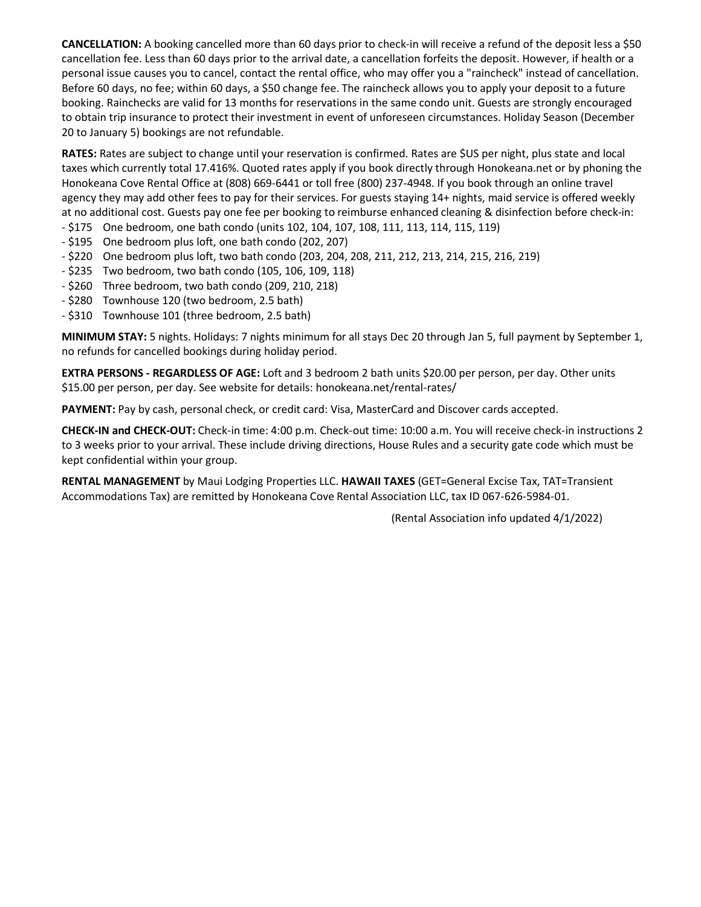**CANCELLATION:** A booking cancelled more than 60 days prior to check-in will receive a refund of the deposit less a $50 cancellation fee. Less than 60 days prior to the arrival date, a cancellation forfeits the deposit. However, if health or a personal issue causes you to cancel, contact the rental office, who may offer you a "raincheck" instead of cancellation. Before 60 days, no fee; within 60 days, a $50 change fee. The raincheck allows you to apply your deposit to a future booking. Rainchecks are valid for 13 months for reservations in the same condo unit. Guests are strongly encouraged to obtain trip insurance to protect their investment in event of unforeseen circumstances. Holiday Season (December 20 to January 5) bookings are not refundable.

**RATES:** Rates are subject to change until your reservation is confirmed. Rates are $US per night, plus state and local taxes which currently total 17.416%. Quoted rates apply if you book directly through Honokeana.net or by phoning the Honokeana Cove Rental Office at (808) 669-6441 or toll free (800) 237-4948. If you book through an online travel agency they may add other fees to pay for their services. For guests staying 14+ nights, maid service is offered weekly at no additional cost. Guests pay one fee per booking to reimburse enhanced cleaning & disinfection before check-in:

- $175 One bedroom, one bath condo (units 102, 104, 107, 108, 111, 113, 114, 115, 119)
- $195 One bedroom plus loft, one bath condo (202, 207)
- $220 One bedroom plus loft, two bath condo (203, 204, 208, 211, 212, 213, 214, 215, 216, 219)
- $235 Two bedroom, two bath condo (105, 106, 109, 118)
- $260 Three bedroom, two bath condo (209, 210, 218)
- $280 Townhouse 120 (two bedroom, 2.5 bath)
- $310 Townhouse 101 (three bedroom, 2.5 bath)

**MINIMUM STAY:** 5 nights. Holidays: 7 nights minimum for all stays Dec 20 through Jan 5, full payment by September 1, no refunds for cancelled bookings during holiday period.

**EXTRA PERSONS - REGARDLESS OF AGE:** Loft and 3 bedroom 2 bath units $20.00 per person, per day. Other units $15.00 per person, per day. See website for details: honokeana.net/rental-rates/

**PAYMENT:** Pay by cash, personal check, or credit card: Visa, MasterCard and Discover cards accepted.

**CHECK-IN and CHECK-OUT:** Check-in time: 4:00 p.m. Check-out time: 10:00 a.m. You will receive check-in instructions 2 to 3 weeks prior to your arrival. These include driving directions, House Rules and a security gate code which must be kept confidential within your group.

**RENTAL MANAGEMENT** by Maui Lodging Properties LLC. **HAWAII TAXES** (GET=General Excise Tax, TAT=Transient Accommodations Tax) are remitted by Honokeana Cove Rental Association LLC, tax ID 067-626-5984-01.

(Rental Association info updated 4/1/2022)